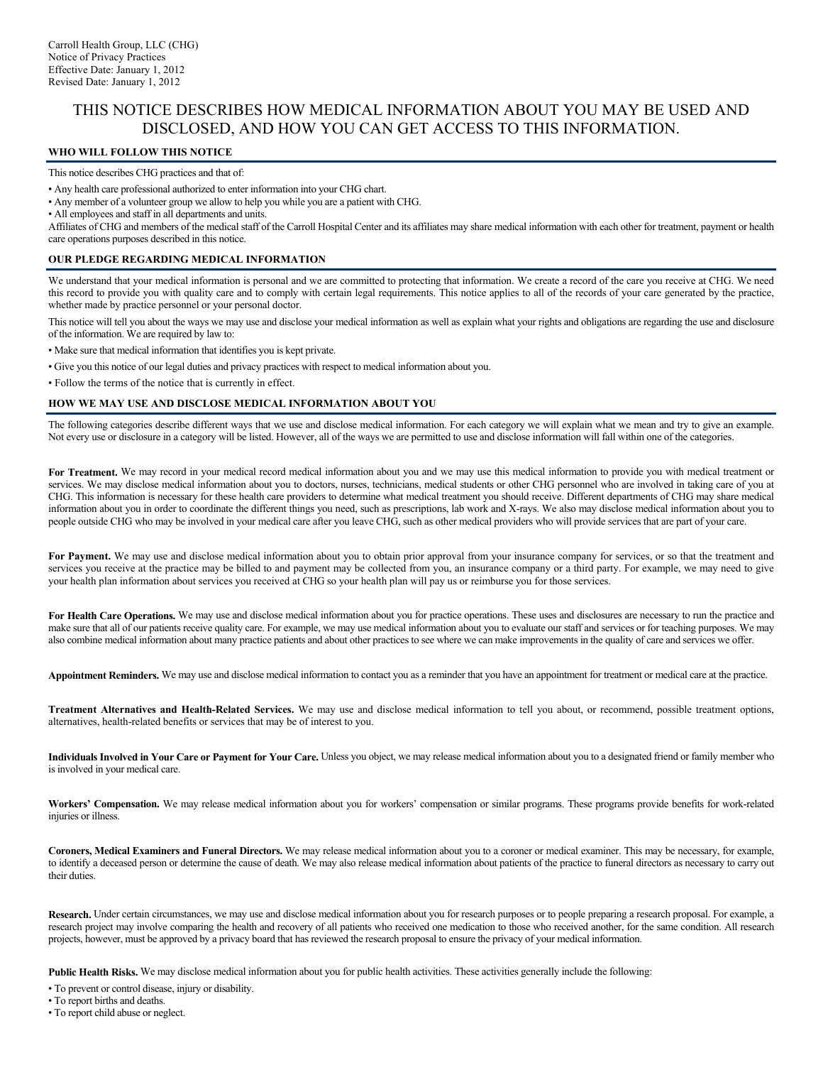Carroll Health Group, LLC (CHG)
Notice of Privacy Practices
Effective Date: January 1, 2012
Revised Date: January 1, 2012

# THIS NOTICE DESCRIBES HOW MEDICAL INFORMATION ABOUT YOU MAY BE USED AND DISCLOSED, AND HOW YOU CAN GET ACCESS TO THIS INFORMATION.

## WHO WILL FOLLOW THIS NOTICE

This notice describes CHG practices and that of:

- Any health care professional authorized to enter information into your CHG chart.
- Any member of a volunteer group we allow to help you while you are a patient with CHG.
- All employees and staff in all departments and units.

Affiliates of CHG and members of the medical staff of the Carroll Hospital Center and its affiliates may share medical information with each other for treatment, payment or health care operations purposes described in this notice.

## OUR PLEDGE REGARDING MEDICAL INFORMATION

We understand that your medical information is personal and we are committed to protecting that information. We create a record of the care you receive at CHG. We need this record to provide you with quality care and to comply with certain legal requirements. This notice applies to all of the records of your care generated by the practice, whether made by practice personnel or your personal doctor.

This notice will tell you about the ways we may use and disclose your medical information as well as explain what your rights and obligations are regarding the use and disclosure of the information. We are required by law to:

- Make sure that medical information that identifies you is kept private.
- Give you this notice of our legal duties and privacy practices with respect to medical information about you.
- Follow the terms of the notice that is currently in effect.

## HOW WE MAY USE AND DISCLOSE MEDICAL INFORMATION ABOUT YOU

The following categories describe different ways that we use and disclose medical information. For each category we will explain what we mean and try to give an example. Not every use or disclosure in a category will be listed. However, all of the ways we are permitted to use and disclose information will fall within one of the categories.

**For Treatment.** We may record in your medical record medical information about you and we may use this medical information to provide you with medical treatment or services. We may disclose medical information about you to doctors, nurses, technicians, medical students or other CHG personnel who are involved in taking care of you at CHG. This information is necessary for these health care providers to determine what medical treatment you should receive. Different departments of CHG may share medical information about you in order to coordinate the different things you need, such as prescriptions, lab work and X-rays. We also may disclose medical information about you to people outside CHG who may be involved in your medical care after you leave CHG, such as other medical providers who will provide services that are part of your care.

**For Payment.** We may use and disclose medical information about you to obtain prior approval from your insurance company for services, or so that the treatment and services you receive at the practice may be billed to and payment may be collected from you, an insurance company or a third party. For example, we may need to give your health plan information about services you received at CHG so your health plan will pay us or reimburse you for those services.

**For Health Care Operations.** We may use and disclose medical information about you for practice operations. These uses and disclosures are necessary to run the practice and make sure that all of our patients receive quality care. For example, we may use medical information about you to evaluate our staff and services or for teaching purposes. We may also combine medical information about many practice patients and about other practices to see where we can make improvements in the quality of care and services we offer.

**Appointment Reminders.** We may use and disclose medical information to contact you as a reminder that you have an appointment for treatment or medical care at the practice.

**Treatment Alternatives and Health-Related Services.** We may use and disclose medical information to tell you about, or recommend, possible treatment options, alternatives, health-related benefits or services that may be of interest to you.

**Individuals Involved in Your Care or Payment for Your Care.** Unless you object, we may release medical information about you to a designated friend or family member who is involved in your medical care.

**Workers' Compensation.** We may release medical information about you for workers' compensation or similar programs. These programs provide benefits for work-related injuries or illness.

**Coroners, Medical Examiners and Funeral Directors.** We may release medical information about you to a coroner or medical examiner. This may be necessary, for example, to identify a deceased person or determine the cause of death. We may also release medical information about patients of the practice to funeral directors as necessary to carry out their duties.

**Research.** Under certain circumstances, we may use and disclose medical information about you for research purposes or to people preparing a research proposal. For example, a research project may involve comparing the health and recovery of all patients who received one medication to those who received another, for the same condition. All research projects, however, must be approved by a privacy board that has reviewed the research proposal to ensure the privacy of your medical information.

**Public Health Risks.** We may disclose medical information about you for public health activities. These activities generally include the following:

- To prevent or control disease, injury or disability.
- To report births and deaths.
- To report child abuse or neglect.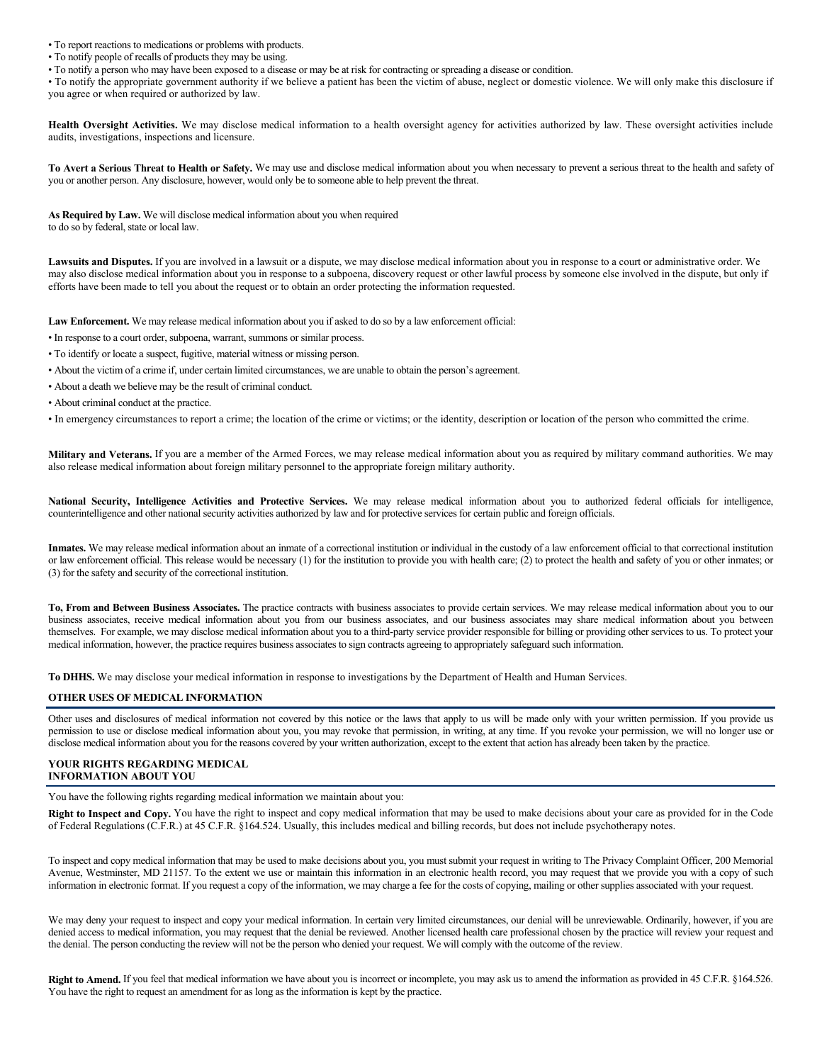- To report reactions to medications or problems with products.
- To notify people of recalls of products they may be using.
- To notify a person who may have been exposed to a disease or may be at risk for contracting or spreading a disease or condition.
- To notify the appropriate government authority if we believe a patient has been the victim of abuse, neglect or domestic violence. We will only make this disclosure if you agree or when required or authorized by law.

**Health Oversight Activities.** We may disclose medical information to a health oversight agency for activities authorized by law. These oversight activities include audits, investigations, inspections and licensure.

**To Avert a Serious Threat to Health or Safety.** We may use and disclose medical information about you when necessary to prevent a serious threat to the health and safety of you or another person. Any disclosure, however, would only be to someone able to help prevent the threat.

**As Required by Law.** We will disclose medical information about you when required to do so by federal, state or local law.

**Lawsuits and Disputes.** If you are involved in a lawsuit or a dispute, we may disclose medical information about you in response to a court or administrative order. We may also disclose medical information about you in response to a subpoena, discovery request or other lawful process by someone else involved in the dispute, but only if efforts have been made to tell you about the request or to obtain an order protecting the information requested.

**Law Enforcement.** We may release medical information about you if asked to do so by a law enforcement official:

- In response to a court order, subpoena, warrant, summons or similar process.
- To identify or locate a suspect, fugitive, material witness or missing person.
- About the victim of a crime if, under certain limited circumstances, we are unable to obtain the person's agreement.
- About a death we believe may be the result of criminal conduct.
- About criminal conduct at the practice.
- In emergency circumstances to report a crime; the location of the crime or victims; or the identity, description or location of the person who committed the crime.

**Military and Veterans.** If you are a member of the Armed Forces, we may release medical information about you as required by military command authorities. We may also release medical information about foreign military personnel to the appropriate foreign military authority.

**National Security, Intelligence Activities and Protective Services.** We may release medical information about you to authorized federal officials for intelligence, counterintelligence and other national security activities authorized by law and for protective services for certain public and foreign officials.

**Inmates.** We may release medical information about an inmate of a correctional institution or individual in the custody of a law enforcement official to that correctional institution or law enforcement official. This release would be necessary (1) for the institution to provide you with health care; (2) to protect the health and safety of you or other inmates; or (3) for the safety and security of the correctional institution.

**To, From and Between Business Associates.** The practice contracts with business associates to provide certain services. We may release medical information about you to our business associates, receive medical information about you from our business associates, and our business associates may share medical information about you between themselves. For example, we may disclose medical information about you to a third-party service provider responsible for billing or providing other services to us. To protect your medical information, however, the practice requires business associates to sign contracts agreeing to appropriately safeguard such information.

**To DHHS.** We may disclose your medical information in response to investigations by the Department of Health and Human Services.

## OTHER USES OF MEDICAL INFORMATION

Other uses and disclosures of medical information not covered by this notice or the laws that apply to us will be made only with your written permission. If you provide us permission to use or disclose medical information about you, you may revoke that permission, in writing, at any time. If you revoke your permission, we will no longer use or disclose medical information about you for the reasons covered by your written authorization, except to the extent that action has already been taken by the practice.

## YOUR RIGHTS REGARDING MEDICAL INFORMATION ABOUT YOU

You have the following rights regarding medical information we maintain about you:

**Right to Inspect and Copy.** You have the right to inspect and copy medical information that may be used to make decisions about your care as provided for in the Code of Federal Regulations (C.F.R.) at 45 C.F.R. §164.524. Usually, this includes medical and billing records, but does not include psychotherapy notes.

To inspect and copy medical information that may be used to make decisions about you, you must submit your request in writing to The Privacy Complaint Officer, 200 Memorial Avenue, Westminster, MD 21157. To the extent we use or maintain this information in an electronic health record, you may request that we provide you with a copy of such information in electronic format. If you request a copy of the information, we may charge a fee for the costs of copying, mailing or other supplies associated with your request.

We may deny your request to inspect and copy your medical information. In certain very limited circumstances, our denial will be unreviewable. Ordinarily, however, if you are denied access to medical information, you may request that the denial be reviewed. Another licensed health care professional chosen by the practice will review your request and the denial. The person conducting the review will not be the person who denied your request. We will comply with the outcome of the review.

**Right to Amend.** If you feel that medical information we have about you is incorrect or incomplete, you may ask us to amend the information as provided in 45 C.F.R. §164.526. You have the right to request an amendment for as long as the information is kept by the practice.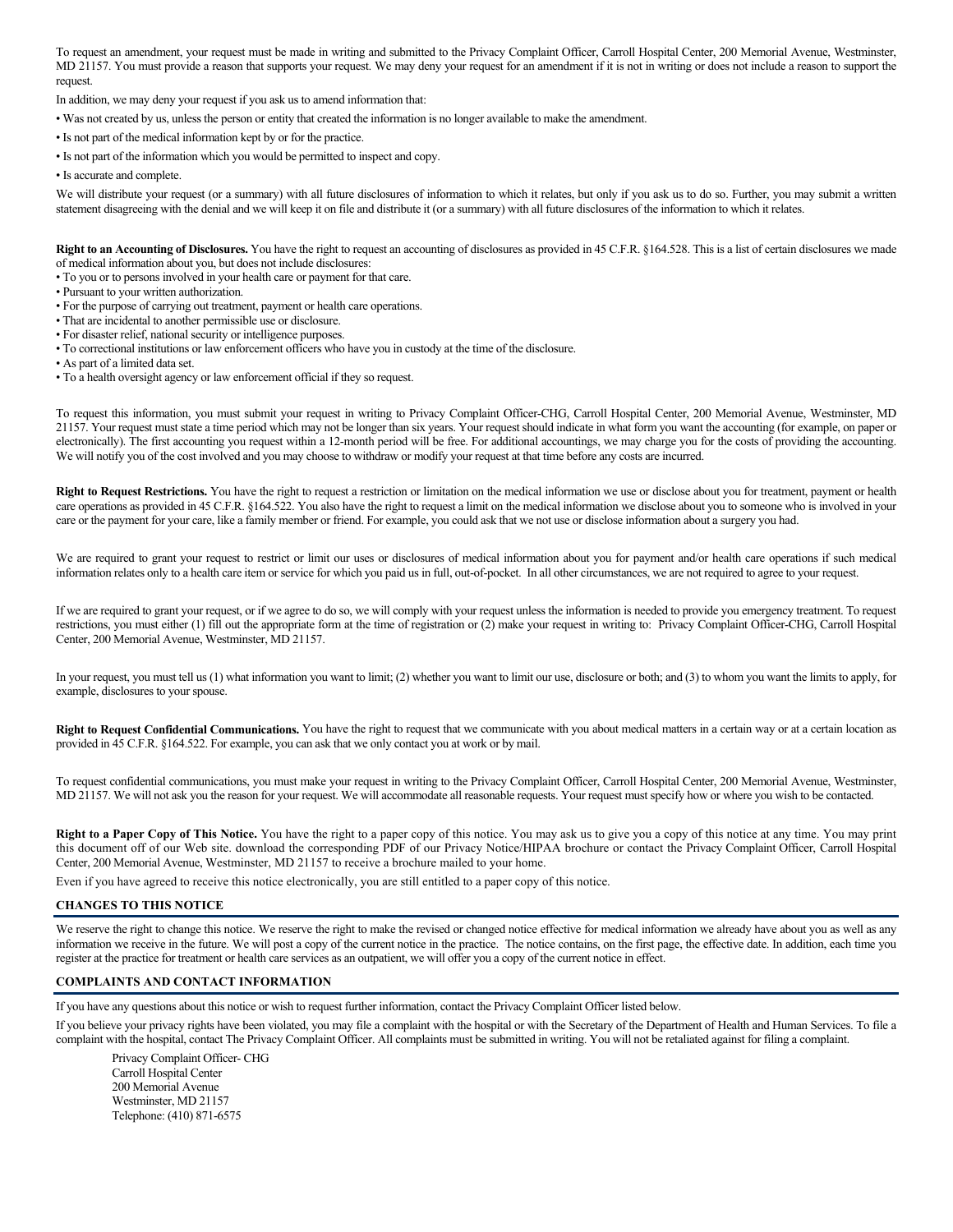To request an amendment, your request must be made in writing and submitted to the Privacy Complaint Officer, Carroll Hospital Center, 200 Memorial Avenue, Westminster, MD 21157. You must provide a reason that supports your request. We may deny your request for an amendment if it is not in writing or does not include a reason to support the request.

In addition, we may deny your request if you ask us to amend information that:

- Was not created by us, unless the person or entity that created the information is no longer available to make the amendment.
- Is not part of the medical information kept by or for the practice.
- Is not part of the information which you would be permitted to inspect and copy.
- Is accurate and complete.

We will distribute your request (or a summary) with all future disclosures of information to which it relates, but only if you ask us to do so. Further, you may submit a written statement disagreeing with the denial and we will keep it on file and distribute it (or a summary) with all future disclosures of the information to which it relates.

**Right to an Accounting of Disclosures.** You have the right to request an accounting of disclosures as provided in 45 C.F.R. §164.528. This is a list of certain disclosures we made of medical information about you, but does not include disclosures:

- To you or to persons involved in your health care or payment for that care.
- Pursuant to your written authorization.
- For the purpose of carrying out treatment, payment or health care operations.
- That are incidental to another permissible use or disclosure.
- For disaster relief, national security or intelligence purposes.
- To correctional institutions or law enforcement officers who have you in custody at the time of the disclosure.
- As part of a limited data set.
- To a health oversight agency or law enforcement official if they so request.

To request this information, you must submit your request in writing to Privacy Complaint Officer-CHG, Carroll Hospital Center, 200 Memorial Avenue, Westminster, MD 21157. Your request must state a time period which may not be longer than six years. Your request should indicate in what form you want the accounting (for example, on paper or electronically). The first accounting you request within a 12-month period will be free. For additional accountings, we may charge you for the costs of providing the accounting. We will notify you of the cost involved and you may choose to withdraw or modify your request at that time before any costs are incurred.

**Right to Request Restrictions.** You have the right to request a restriction or limitation on the medical information we use or disclose about you for treatment, payment or health care operations as provided in 45 C.F.R. §164.522. You also have the right to request a limit on the medical information we disclose about you to someone who is involved in your care or the payment for your care, like a family member or friend. For example, you could ask that we not use or disclose information about a surgery you had.

We are required to grant your request to restrict or limit our uses or disclosures of medical information about you for payment and/or health care operations if such medical information relates only to a health care item or service for which you paid us in full, out-of-pocket. In all other circumstances, we are not required to agree to your request.

If we are required to grant your request, or if we agree to do so, we will comply with your request unless the information is needed to provide you emergency treatment. To request restrictions, you must either (1) fill out the appropriate form at the time of registration or (2) make your request in writing to: Privacy Complaint Officer-CHG, Carroll Hospital Center, 200 Memorial Avenue, Westminster, MD 21157.

In your request, you must tell us (1) what information you want to limit; (2) whether you want to limit our use, disclosure or both; and (3) to whom you want the limits to apply, for example, disclosures to your spouse.

**Right to Request Confidential Communications.** You have the right to request that we communicate with you about medical matters in a certain way or at a certain location as provided in 45 C.F.R. §164.522. For example, you can ask that we only contact you at work or by mail.

To request confidential communications, you must make your request in writing to the Privacy Complaint Officer, Carroll Hospital Center, 200 Memorial Avenue, Westminster, MD 21157. We will not ask you the reason for your request. We will accommodate all reasonable requests. Your request must specify how or where you wish to be contacted.

**Right to a Paper Copy of This Notice.** You have the right to a paper copy of this notice. You may ask us to give you a copy of this notice at any time. You may print this document off of our Web site. download the corresponding PDF of our Privacy Notice/HIPAA brochure or contact the Privacy Complaint Officer, Carroll Hospital Center, 200 Memorial Avenue, Westminster, MD 21157 to receive a brochure mailed to your home.

Even if you have agreed to receive this notice electronically, you are still entitled to a paper copy of this notice.

## CHANGES TO THIS NOTICE

We reserve the right to change this notice. We reserve the right to make the revised or changed notice effective for medical information we already have about you as well as any information we receive in the future. We will post a copy of the current notice in the practice. The notice contains, on the first page, the effective date. In addition, each time you register at the practice for treatment or health care services as an outpatient, we will offer you a copy of the current notice in effect.

## COMPLAINTS AND CONTACT INFORMATION

If you have any questions about this notice or wish to request further information, contact the Privacy Complaint Officer listed below.

If you believe your privacy rights have been violated, you may file a complaint with the hospital or with the Secretary of the Department of Health and Human Services. To file a complaint with the hospital, contact The Privacy Complaint Officer. All complaints must be submitted in writing. You will not be retaliated against for filing a complaint.

Privacy Complaint Officer- CHG
Carroll Hospital Center
200 Memorial Avenue
Westminster, MD 21157
Telephone: (410) 871-6575